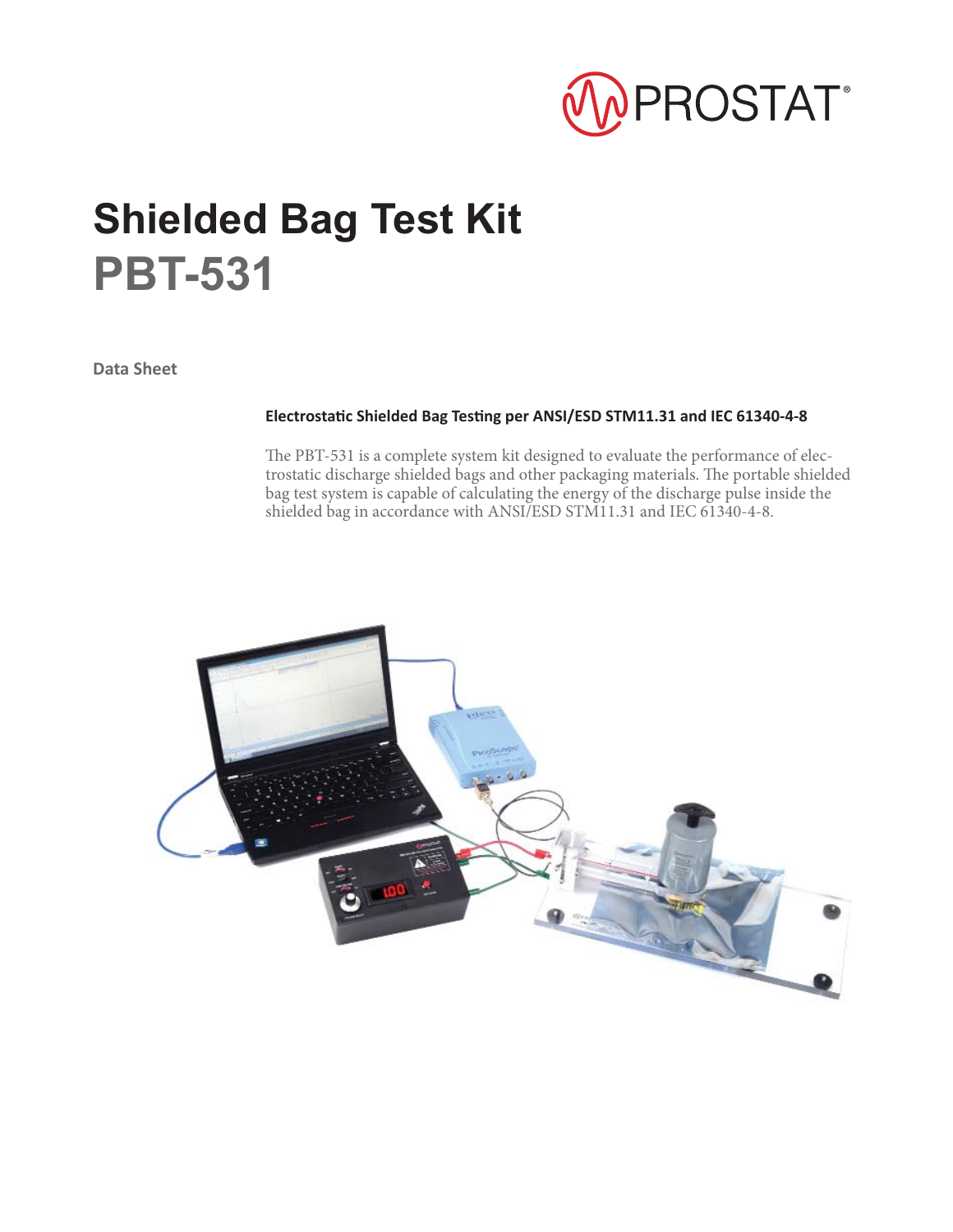# Shielded Bag Test Kit
# PBT-531

**Data Sheet**

**Electrostatic Shielded Bag Testing per ANSI/ESD STM11.31 and IEC 61340-4-8**

The PBT-531 is a complete system kit designed to evaluate the performance of electrostatic discharge shielded bags and other packaging materials. The portable shielded bag test system is capable of calculating the energy of the discharge pulse inside the shielded bag in accordance with ANSI/ESD STM11.31 and IEC 61340-4-8.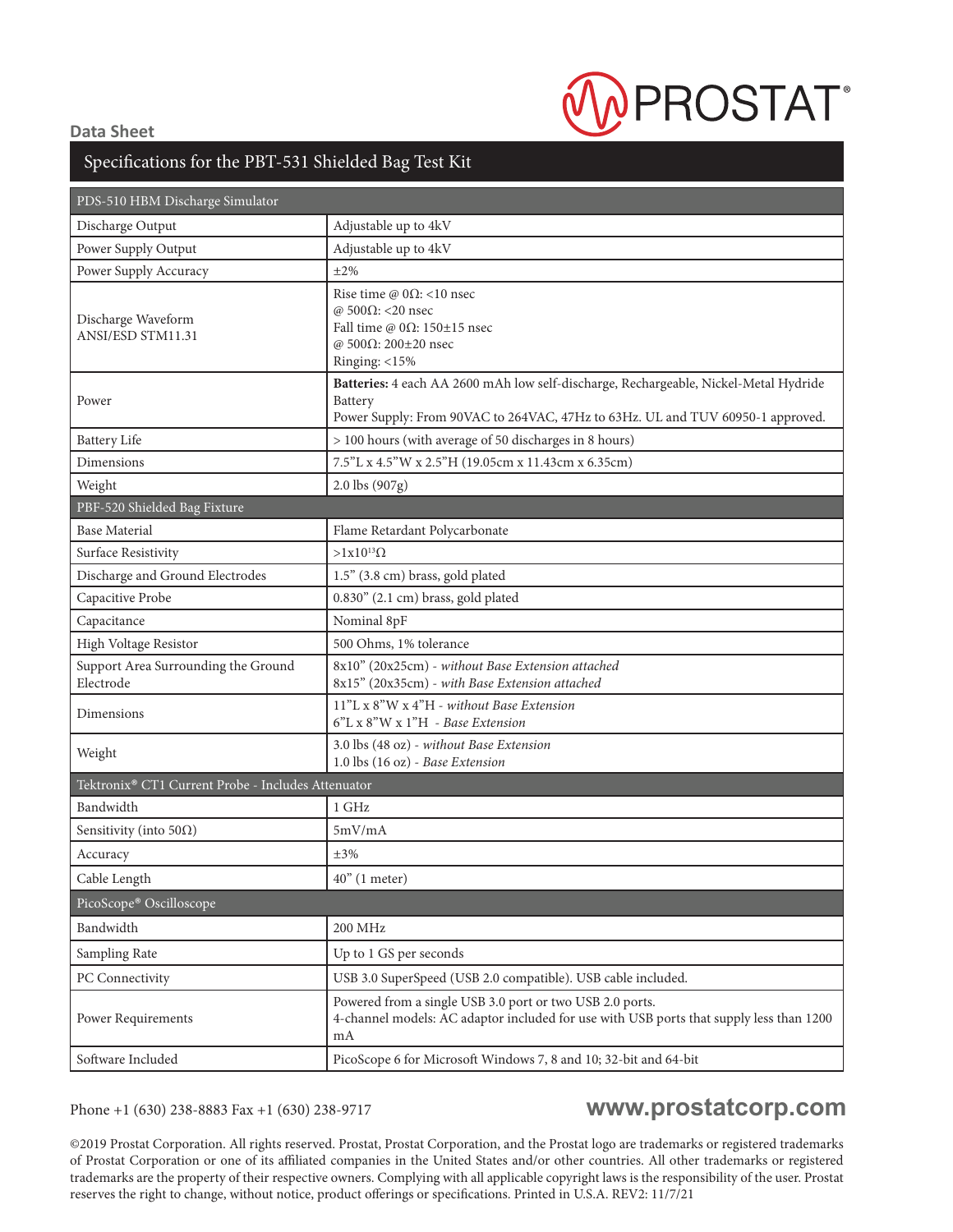PROSTAT®

Data Sheet

# Specifications for the PBT-531 Shielded Bag Test Kit

| | |
|---|---|
| **PDS-510 HBM Discharge Simulator** | |
| Discharge Output | Adjustable up to 4kV |
| Power Supply Output | Adjustable up to 4kV |
| Power Supply Accuracy | ±2% |
| Discharge Waveform ANSI/ESD STM11.31 | Rise time @ 0Ω: <10 nsec<br>@ 500Ω: <20 nsec<br>Fall time @ 0Ω: 150±15 nsec<br>@ 500Ω: 200±20 nsec<br>Ringing: <15% |
| Power | **Batteries:** 4 each AA 2600 mAh low self-discharge, Rechargeable, Nickel-Metal Hydride Battery<br>Power Supply: From 90VAC to 264VAC, 47Hz to 63Hz. UL and TUV 60950-1 approved. |
| Battery Life | > 100 hours (with average of 50 discharges in 8 hours) |
| Dimensions | 7.5"L x 4.5"W x 2.5"H (19.05cm x 11.43cm x 6.35cm) |
| Weight | 2.0 lbs (907g) |
| **PBF-520 Shielded Bag Fixture** | |
| Base Material | Flame Retardant Polycarbonate |
| Surface Resistivity | $>1x10^{13}\Omega$ |
| Discharge and Ground Electrodes | 1.5" (3.8 cm) brass, gold plated |
| Capacitive Probe | 0.830" (2.1 cm) brass, gold plated |
| Capacitance | Nominal 8pF |
| High Voltage Resistor | 500 Ohms, 1% tolerance |
| Support Area Surrounding the Ground Electrode | 8x10" (20x25cm) - *without Base Extension attached*<br>8x15" (20x35cm) - *with Base Extension attached* |
| Dimensions | 11"L x 8"W x 4"H - *without Base Extension*<br>6"L x 8"W x 1"H - *Base Extension* |
| Weight | 3.0 lbs (48 oz) - *without Base Extension*<br>1.0 lbs (16 oz) - *Base Extension* |
| **Tektronix® CT1 Current Probe - Includes Attenuator** | |
| Bandwidth | 1 GHz |
| Sensitivity (into 50Ω) | 5mV/mA |
| Accuracy | ±3% |
| Cable Length | 40" (1 meter) |
| **PicoScope® Oscilloscope** | |
| Bandwidth | 200 MHz |
| Sampling Rate | Up to 1 GS per seconds |
| PC Connectivity | USB 3.0 SuperSpeed (USB 2.0 compatible). USB cable included. |
| Power Requirements | Powered from a single USB 3.0 port or two USB 2.0 ports.<br>4-channel models: AC adaptor included for use with USB ports that supply less than 1200 mA |
| Software Included | PicoScope 6 for Microsoft Windows 7, 8 and 10; 32-bit and 64-bit |

Phone +1 (630) 238-8883 Fax +1 (630) 238-9717

**www.prostatcorp.com**

©2019 Prostat Corporation. All rights reserved. Prostat, Prostat Corporation, and the Prostat logo are trademarks or registered trademarks of Prostat Corporation or one of its affiliated companies in the United States and/or other countries. All other trademarks or registered trademarks are the property of their respective owners. Complying with all applicable copyright laws is the responsibility of the user. Prostat reserves the right to change, without notice, product offerings or specifications. Printed in U.S.A. REV2: 11/7/21